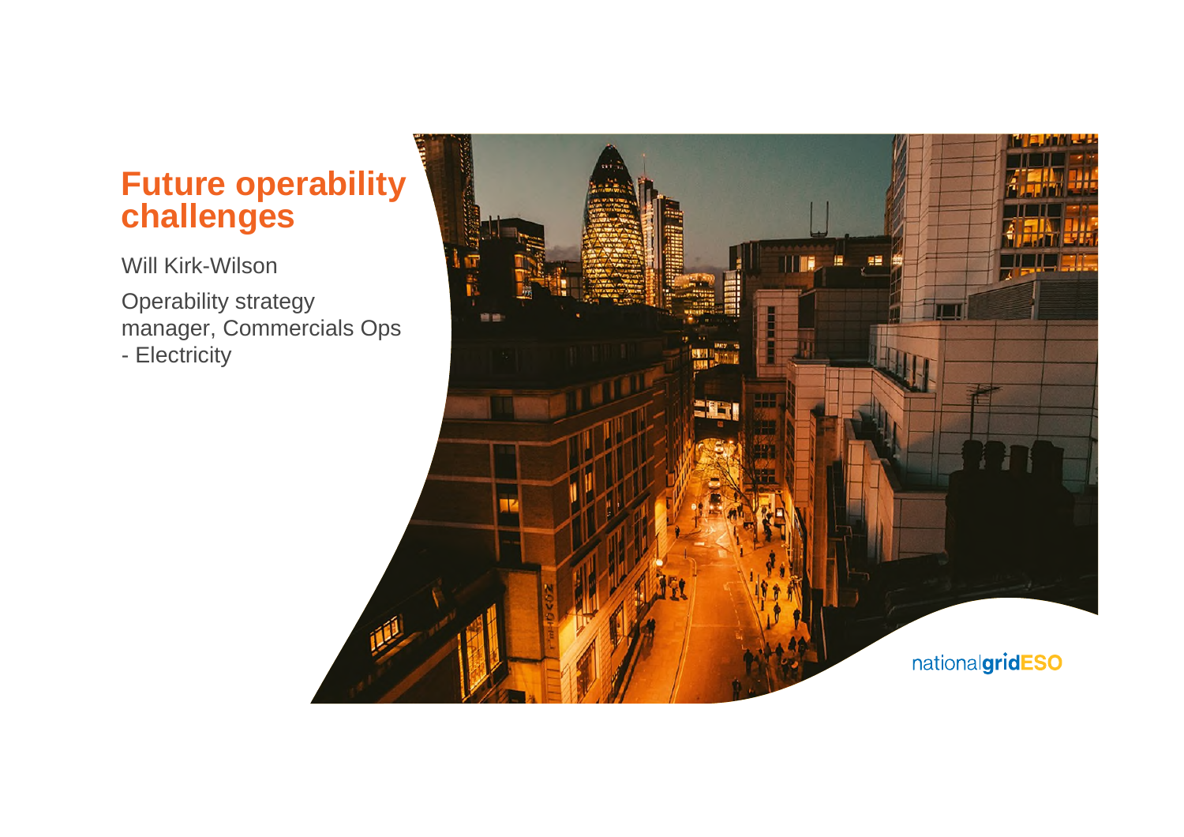# Future operability challenges

Will Kirk-Wilson

Operability strategy manager, Commercials Ops - Electricity

nationalgridESO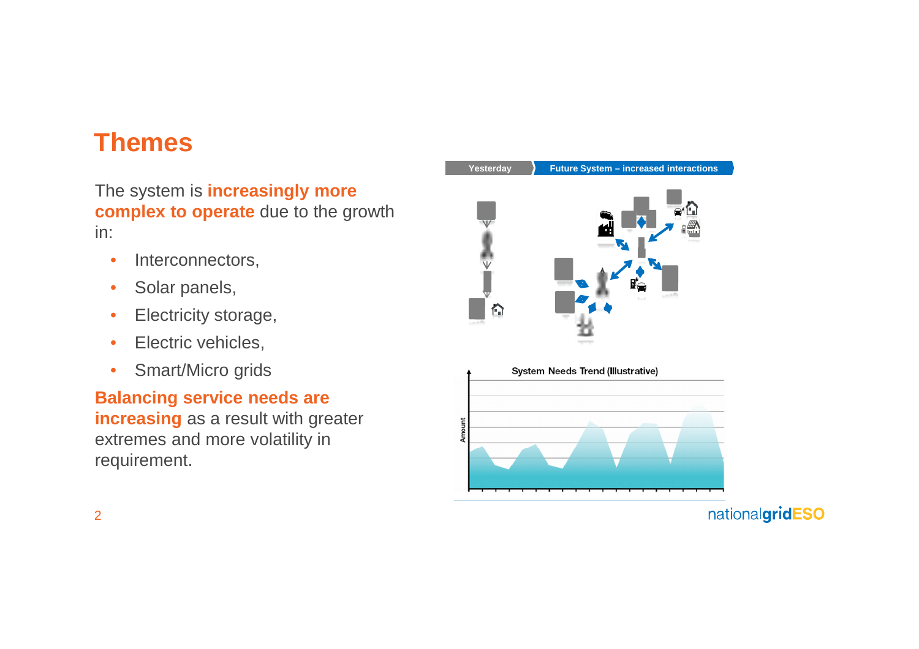# Themes

The system is **increasingly more complex to operate** due to the growth in:

- Interconnectors,
- Solar panels,
- Electricity storage,
- Electric vehicles,
- Smart/Micro grids

**Balancing service needs are increasing** as a result with greater extremes and more volatility in requirement.

Yesterday | Future System – increased interactions

System Needs Trend (Illustrative)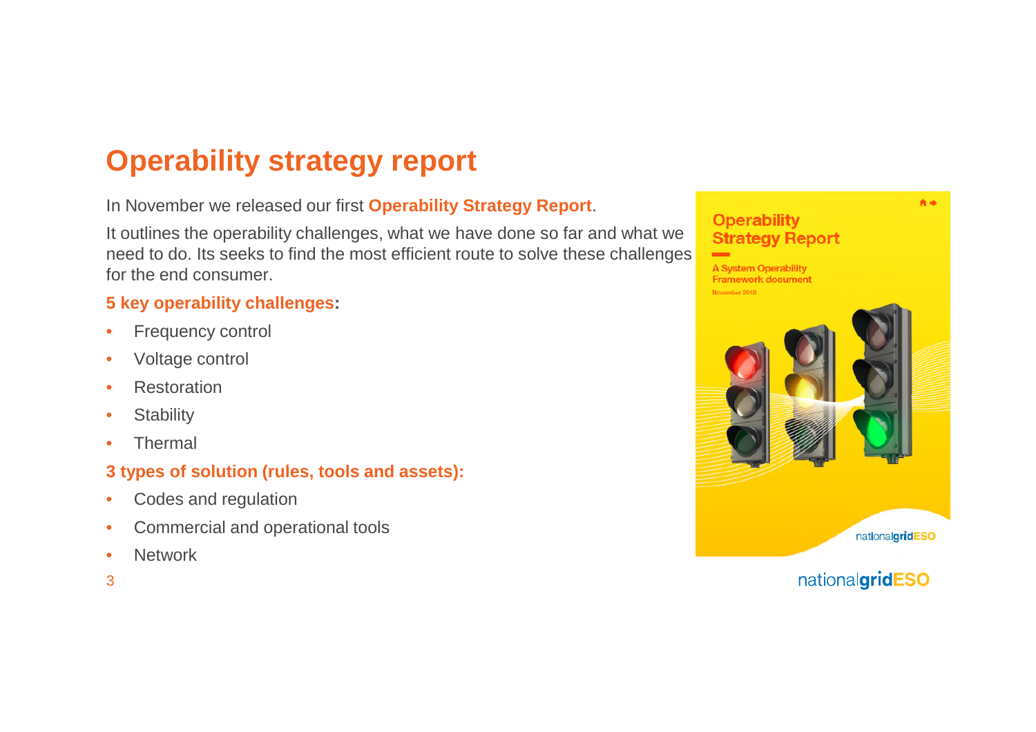# Operability strategy report

In November we released our first **Operability Strategy Report**.

It outlines the operability challenges, what we have done so far and what we need to do. Its seeks to find the most efficient route to solve these challenges for the end consumer.

**5 key operability challenges:**

- Frequency control
- Voltage control
- Restoration
- Stability
- Thermal

**3 types of solution (rules, tools and assets):**

- Codes and regulation
- Commercial and operational tools
- Network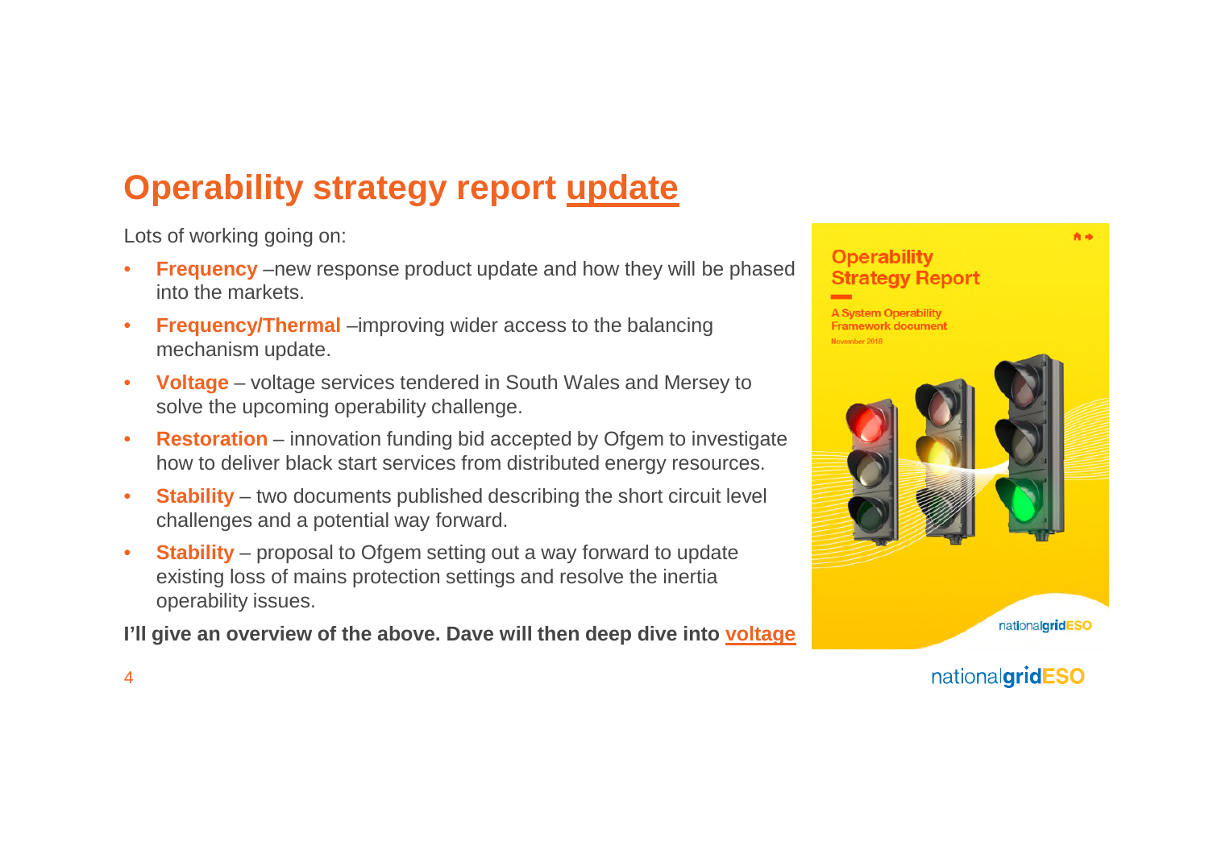# Operability strategy report update

Lots of working going on:

- **Frequency** –new response product update and how they will be phased into the markets.
- **Frequency/Thermal** –improving wider access to the balancing mechanism update.
- **Voltage** – voltage services tendered in South Wales and Mersey to solve the upcoming operability challenge.
- **Restoration** – innovation funding bid accepted by Ofgem to investigate how to deliver black start services from distributed energy resources.
- **Stability** – two documents published describing the short circuit level challenges and a potential way forward.
- **Stability** – proposal to Ofgem setting out a way forward to update existing loss of mains protection settings and resolve the inertia operability issues.

**I'll give an overview of the above. Dave will then deep dive into voltage**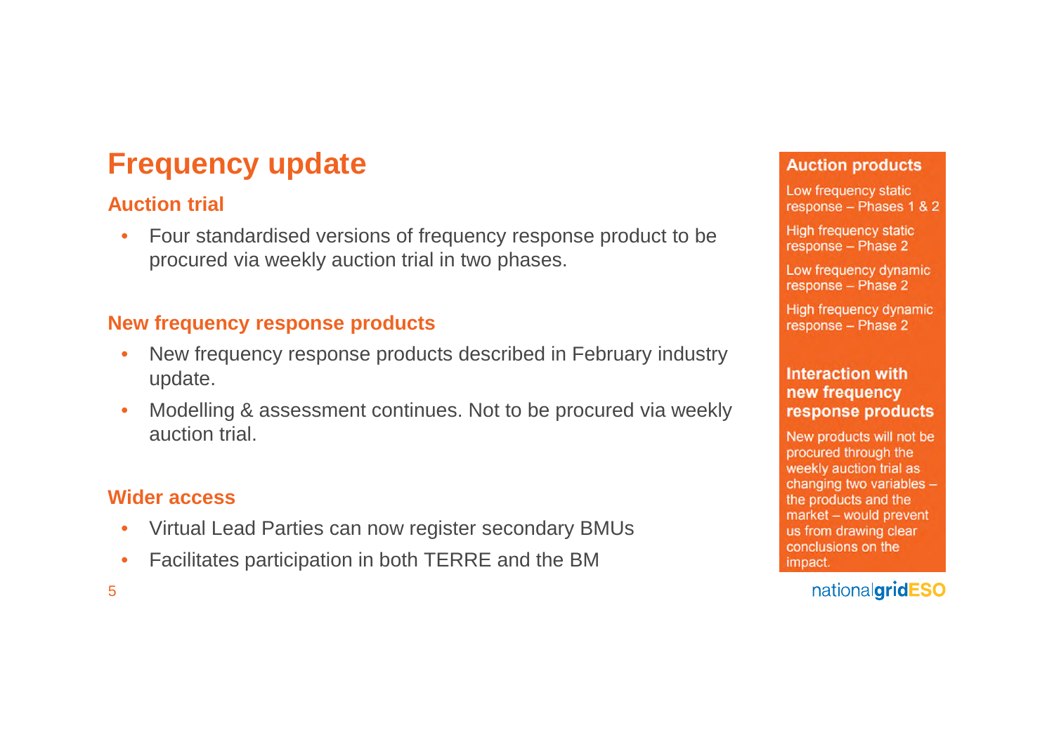# Frequency update

## Auction trial

- Four standardised versions of frequency response product to be procured via weekly auction trial in two phases.

## New frequency response products

- New frequency response products described in February industry update.
- Modelling & assessment continues. Not to be procured via weekly auction trial.

## Wider access

- Virtual Lead Parties can now register secondary BMUs
- Facilitates participation in both TERRE and the BM

### Auction products

Low frequency static response – Phases 1 & 2

High frequency static response – Phase 2

Low frequency dynamic response – Phase 2

High frequency dynamic response – Phase 2

### Interaction with new frequency response products

New products will not be procured through the weekly auction trial as changing two variables – the products and the market – would prevent us from drawing clear conclusions on the impact.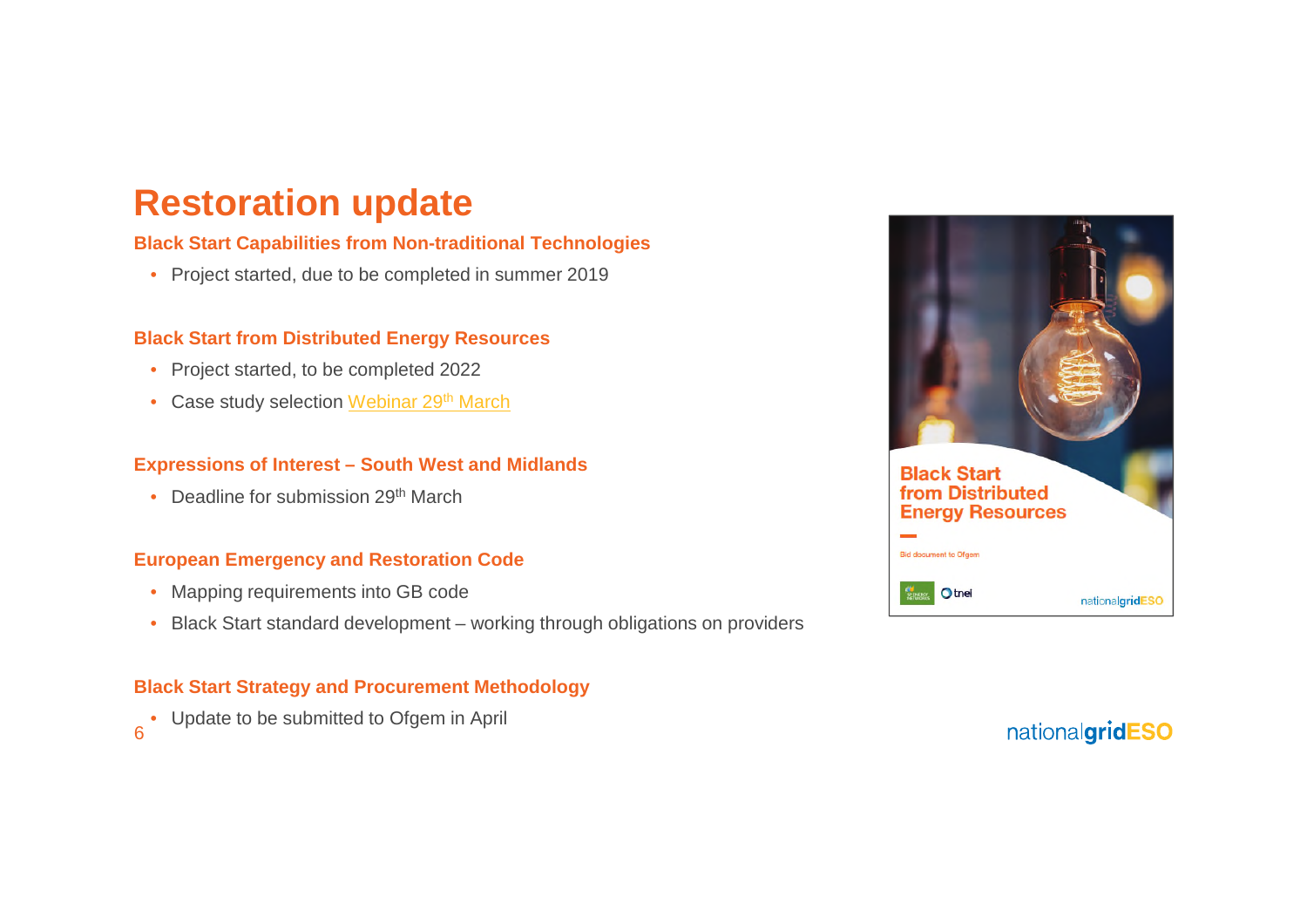# Restoration update

## Black Start Capabilities from Non-traditional Technologies

- Project started, due to be completed in summer 2019

## Black Start from Distributed Energy Resources

- Project started, to be completed 2022
- Case study selection Webinar 29th March

## Expressions of Interest – South West and Midlands

- Deadline for submission 29th March

## European Emergency and Restoration Code

- Mapping requirements into GB code
- Black Start standard development – working through obligations on providers

## Black Start Strategy and Procurement Methodology

- Update to be submitted to Ofgem in April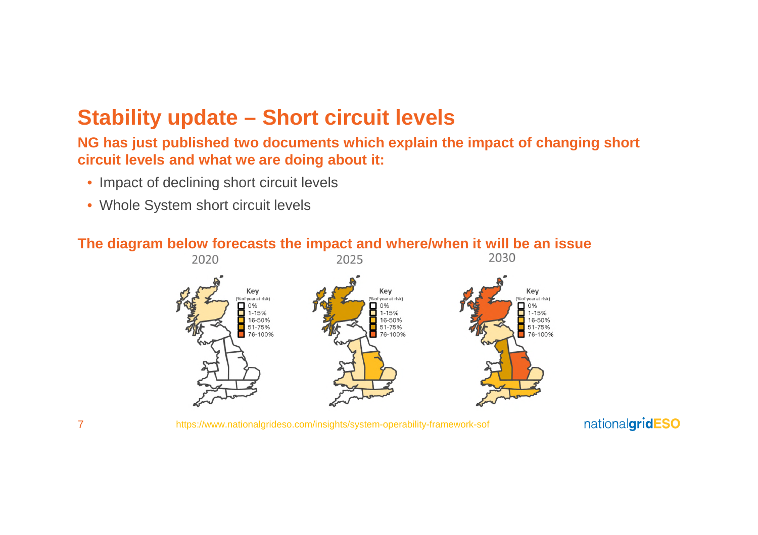# Stability update – Short circuit levels

**NG has just published two documents which explain the impact of changing short circuit levels and what we are doing about it:**

- Impact of declining short circuit levels
- Whole System short circuit levels

**The diagram below forecasts the impact and where/when it will be an issue**

2020 | 2025 | 2030

Key (% of year at risk): 0%, 1-15%, 16-50%, 51-75%, 76-100%

https://www.nationalgrideso.com/insights/system-operability-framework-sof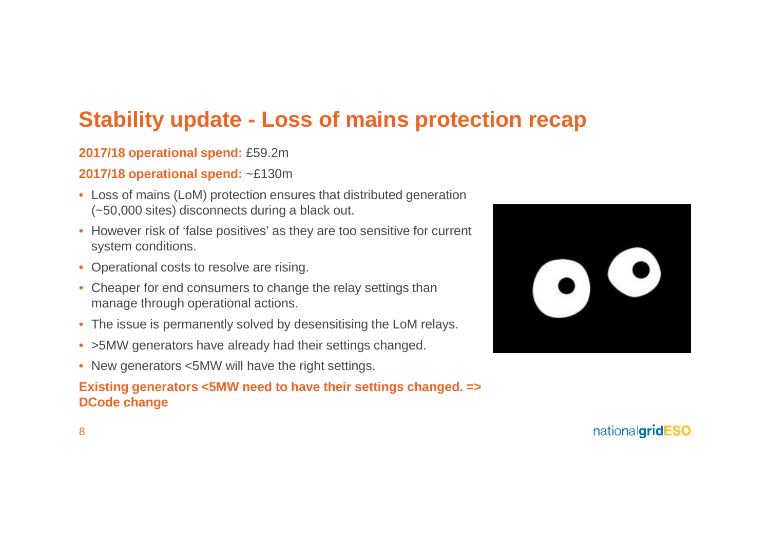# Stability update - Loss of mains protection recap

**2017/18 operational spend:** £59.2m

**2017/18 operational spend:** ~£130m

- Loss of mains (LoM) protection ensures that distributed generation (~50,000 sites) disconnects during a black out.
- However risk of 'false positives' as they are too sensitive for current system conditions.
- Operational costs to resolve are rising.
- Cheaper for end consumers to change the relay settings than manage through operational actions.
- The issue is permanently solved by desensitising the LoM relays.
- >5MW generators have already had their settings changed.
- New generators <5MW will have the right settings.

**Existing generators <5MW need to have their settings changed. => DCode change**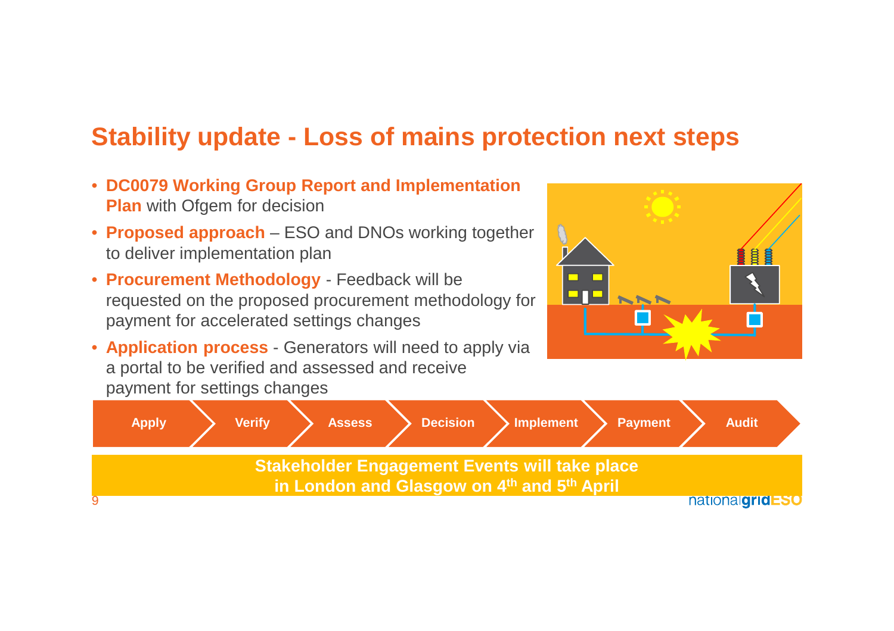# Stability update - Loss of mains protection next steps

- **DC0079 Working Group Report and Implementation Plan** with Ofgem for decision
- **Proposed approach** – ESO and DNOs working together to deliver implementation plan
- **Procurement Methodology** - Feedback will be requested on the proposed procurement methodology for payment for accelerated settings changes
- **Application process** - Generators will need to apply via a portal to be verified and assessed and receive payment for settings changes

**Apply** → **Verify** → **Assess** → **Decision** → **Implement** → **Payment** → **Audit**

**Stakeholder Engagement Events will take place in London and Glasgow on 4th and 5th April**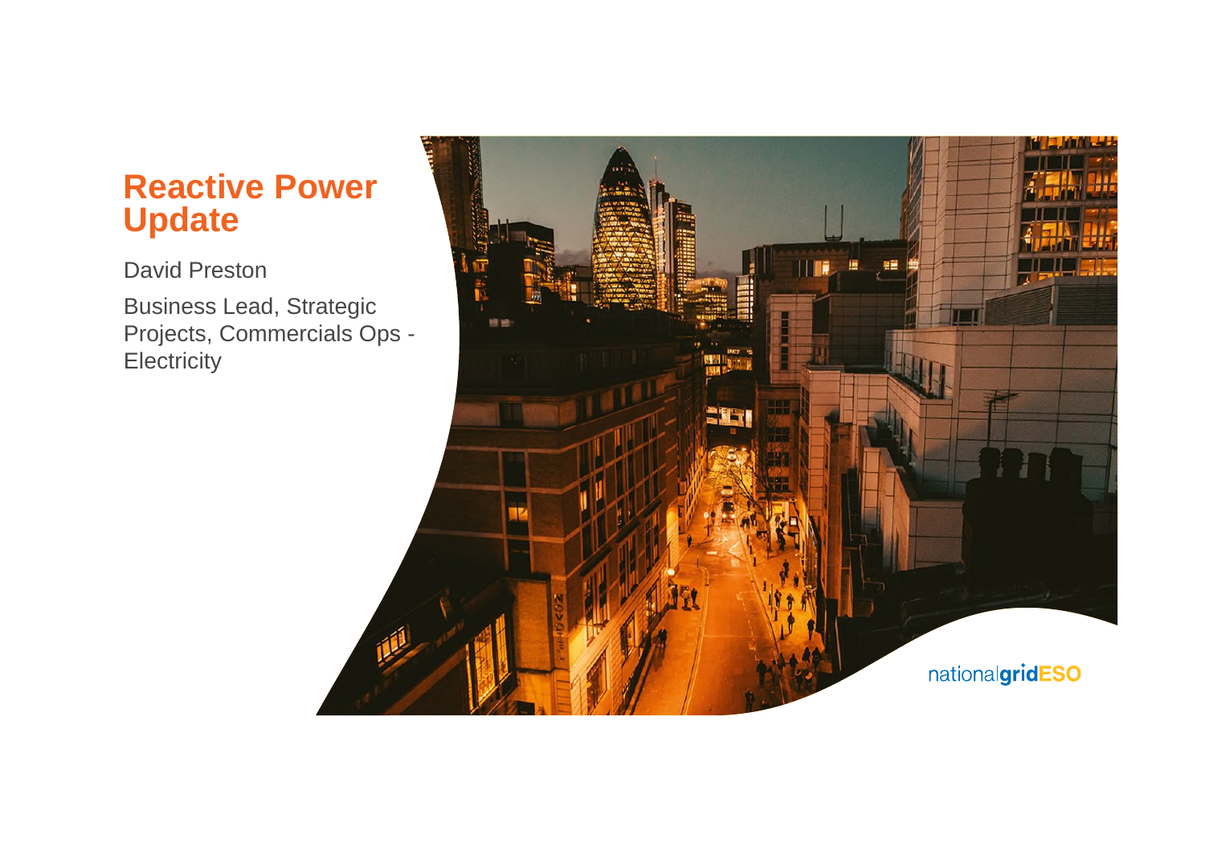# Reactive Power Update

David Preston

Business Lead, Strategic Projects, Commercials Ops - Electricity

nationalgridESO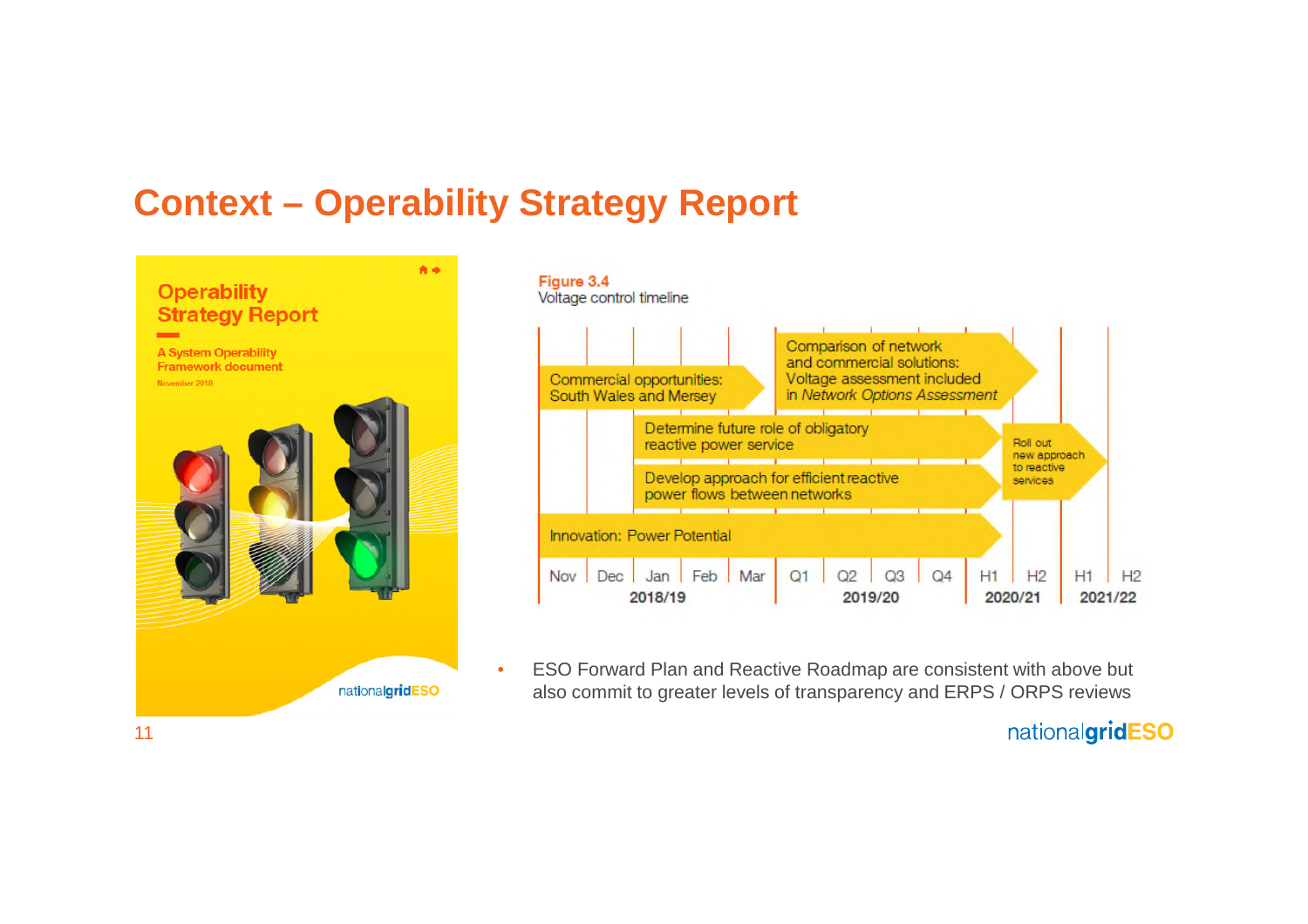# Context – Operability Strategy Report

**Operability Strategy Report**

A System Operability Framework document

November 2018

**Figure 3.4**
Voltage control timeline

- Commercial opportunities: South Wales and Mersey
- Comparison of network and commercial solutions: Voltage assessment included in *Network Options Assessment*
- Determine future role of obligatory reactive power service
- Develop approach for efficient reactive power flows between networks
- Roll out new approach to reactive services
- Innovation: Power Potential

| Nov | Dec | Jan | Feb | Mar | Q1 | Q2 | Q3 | Q4 | H1 | H2 | H1 | H2 |
|---|---|---|---|---|---|---|---|---|---|---|---|---|
| 2018/19 | | | | | 2019/20 | | | | 2020/21 | | 2021/22 | |

- ESO Forward Plan and Reactive Roadmap are consistent with above but also commit to greater levels of transparency and ERPS / ORPS reviews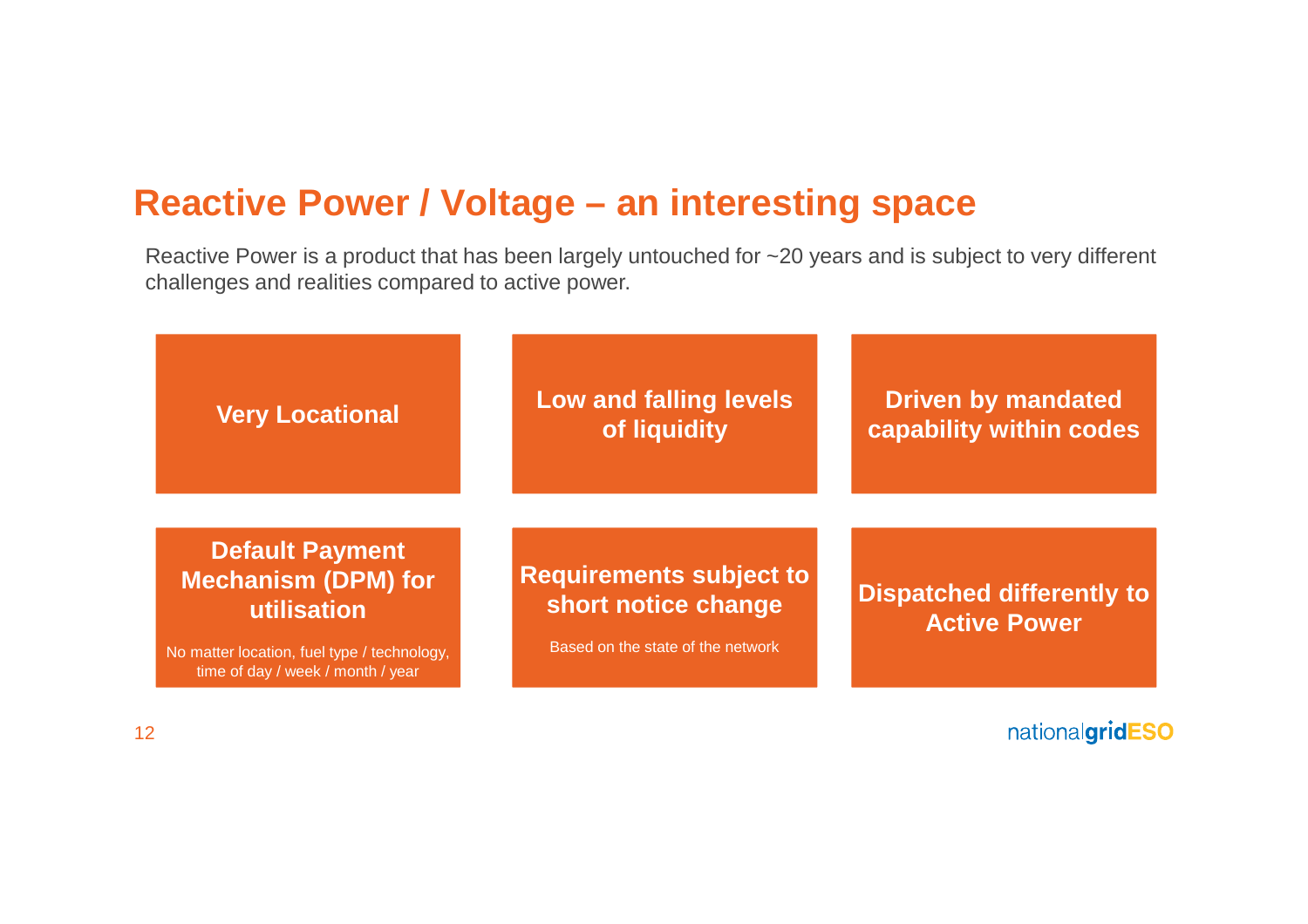# Reactive Power / Voltage – an interesting space

Reactive Power is a product that has been largely untouched for ~20 years and is subject to very different challenges and realities compared to active power.

**Very Locational**

**Low and falling levels of liquidity**

**Driven by mandated capability within codes**

**Default Payment Mechanism (DPM) for utilisation**

No matter location, fuel type / technology, time of day / week / month / year

**Requirements subject to short notice change**

Based on the state of the network

**Dispatched differently to Active Power**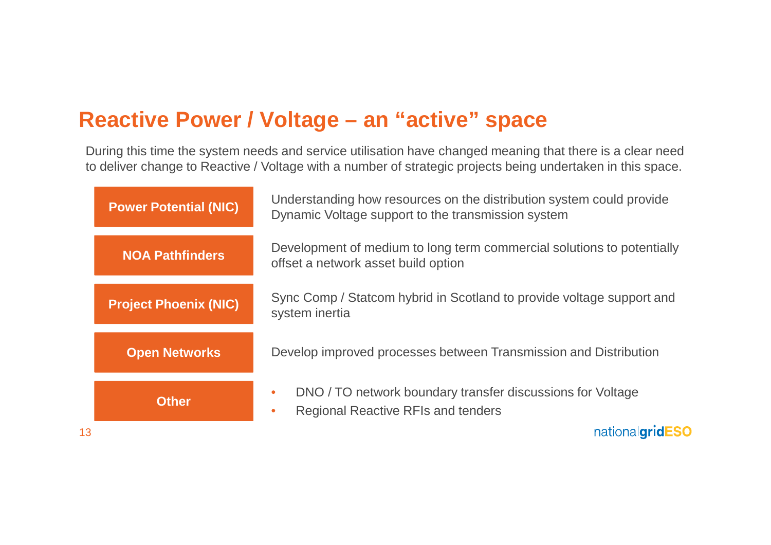# Reactive Power / Voltage – an “active” space

During this time the system needs and service utilisation have changed meaning that there is a clear need to deliver change to Reactive / Voltage with a number of strategic projects being undertaken in this space.

| | |
|---|---|
| **Power Potential (NIC)** | Understanding how resources on the distribution system could provide Dynamic Voltage support to the transmission system |
| **NOA Pathfinders** | Development of medium to long term commercial solutions to potentially offset a network asset build option |
| **Project Phoenix (NIC)** | Sync Comp / Statcom hybrid in Scotland to provide voltage support and system inertia |
| **Open Networks** | Develop improved processes between Transmission and Distribution |
| **Other** | • DNO / TO network boundary transfer discussions for Voltage<br>• Regional Reactive RFIs and tenders |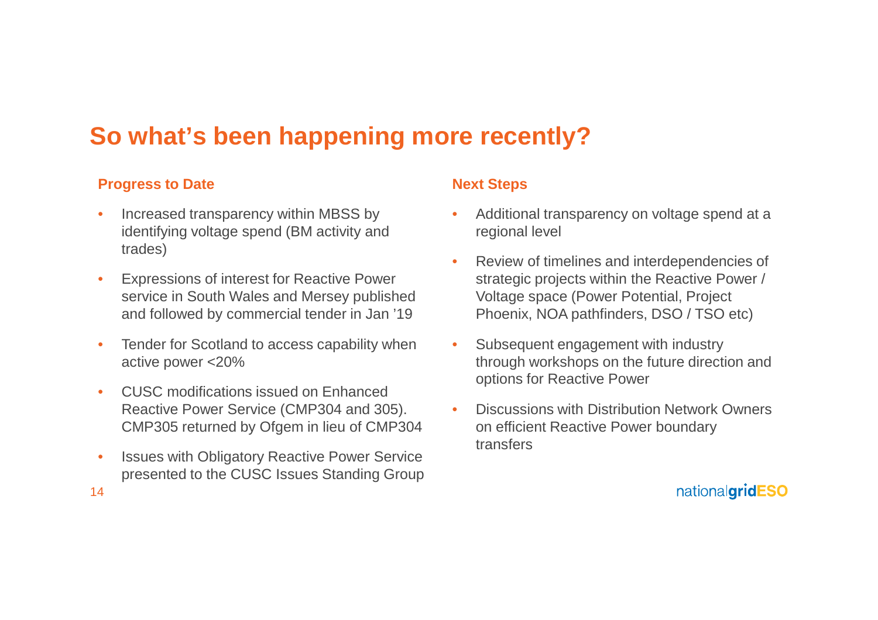# So what's been happening more recently?

## Progress to Date

- Increased transparency within MBSS by identifying voltage spend (BM activity and trades)
- Expressions of interest for Reactive Power service in South Wales and Mersey published and followed by commercial tender in Jan '19
- Tender for Scotland to access capability when active power <20%
- CUSC modifications issued on Enhanced Reactive Power Service (CMP304 and 305). CMP305 returned by Ofgem in lieu of CMP304
- Issues with Obligatory Reactive Power Service presented to the CUSC Issues Standing Group

## Next Steps

- Additional transparency on voltage spend at a regional level
- Review of timelines and interdependencies of strategic projects within the Reactive Power / Voltage space (Power Potential, Project Phoenix, NOA pathfinders, DSO / TSO etc)
- Subsequent engagement with industry through workshops on the future direction and options for Reactive Power
- Discussions with Distribution Network Owners on efficient Reactive Power boundary transfers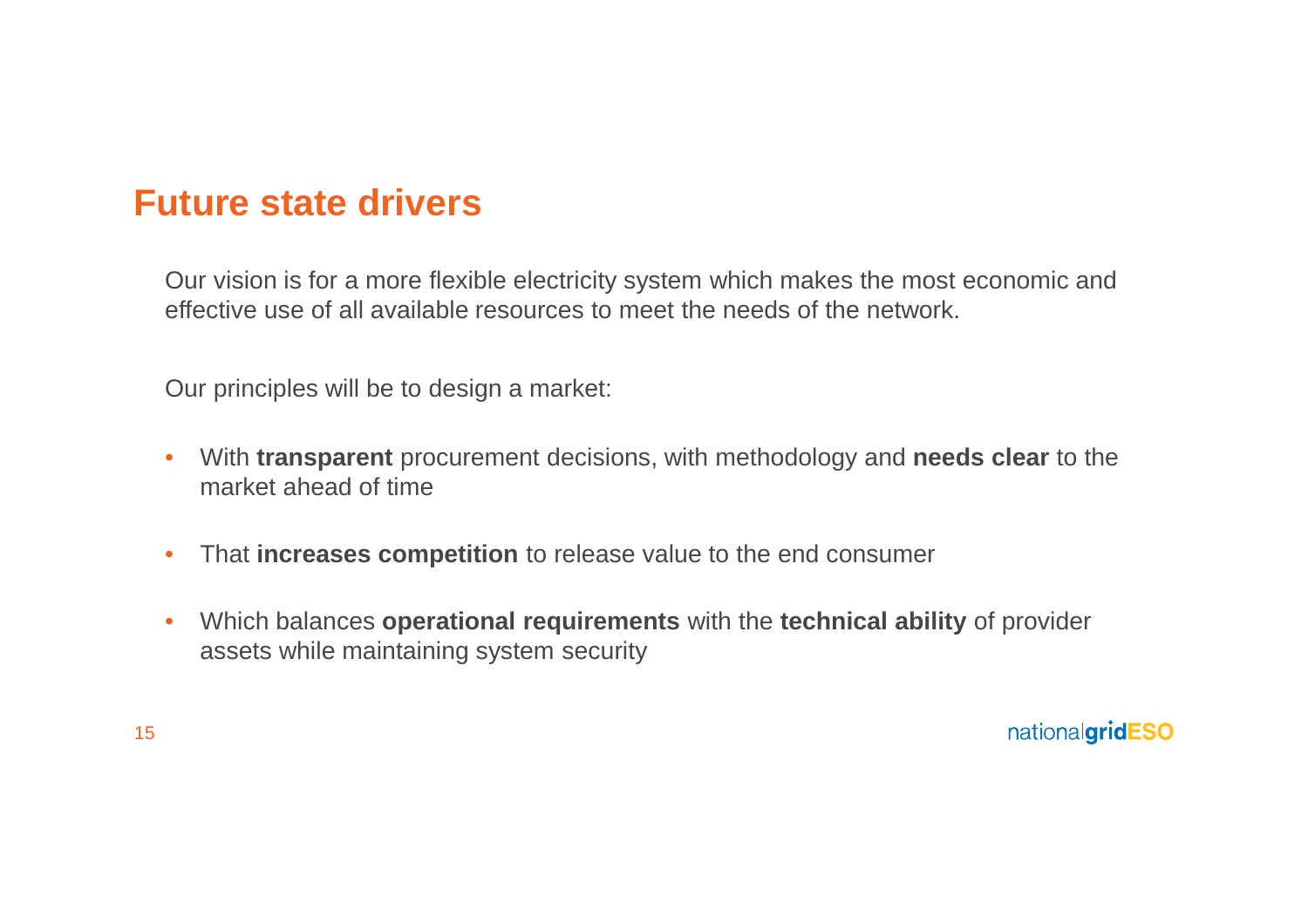# Future state drivers

Our vision is for a more flexible electricity system which makes the most economic and effective use of all available resources to meet the needs of the network.

Our principles will be to design a market:

- With **transparent** procurement decisions, with methodology and **needs clear** to the market ahead of time
- That **increases competition** to release value to the end consumer
- Which balances **operational requirements** with the **technical ability** of provider assets while maintaining system security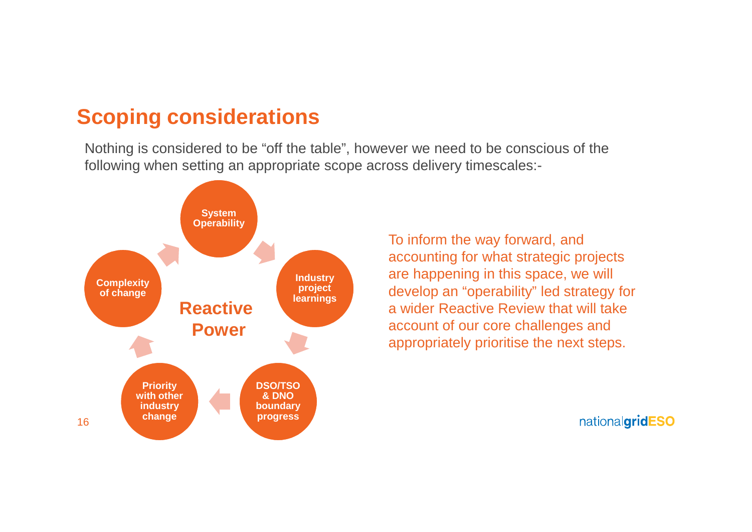## Scoping considerations

Nothing is considered to be "off the table", however we need to be conscious of the following when setting an appropriate scope across delivery timescales:-

Reactive Power

System Operability

Industry project learnings

DSO/TSO & DNO boundary progress

Priority with other industry change

Complexity of change

To inform the way forward, and accounting for what strategic projects are happening in this space, we will develop an "operability" led strategy for a wider Reactive Review that will take account of our core challenges and appropriately prioritise the next steps.